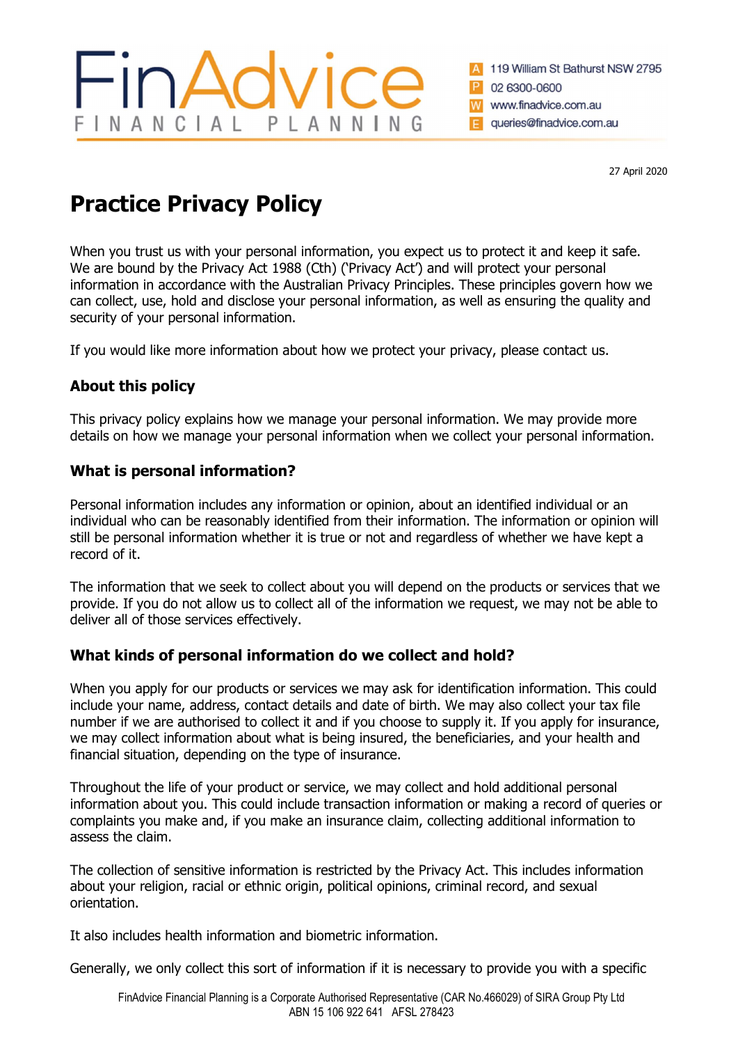FinAdvice
FINANCIAL PLANNING

A 119 William St Bathurst NSW 2795
P 02 6300-0600
W www.finadvice.com.au
E queries@finadvice.com.au

27 April 2020

# Practice Privacy Policy

When you trust us with your personal information, you expect us to protect it and keep it safe. We are bound by the Privacy Act 1988 (Cth) ('Privacy Act') and will protect your personal information in accordance with the Australian Privacy Principles. These principles govern how we can collect, use, hold and disclose your personal information, as well as ensuring the quality and security of your personal information.

If you would like more information about how we protect your privacy, please contact us.

### About this policy

This privacy policy explains how we manage your personal information. We may provide more details on how we manage your personal information when we collect your personal information.

### What is personal information?

Personal information includes any information or opinion, about an identified individual or an individual who can be reasonably identified from their information. The information or opinion will still be personal information whether it is true or not and regardless of whether we have kept a record of it.

The information that we seek to collect about you will depend on the products or services that we provide. If you do not allow us to collect all of the information we request, we may not be able to deliver all of those services effectively.

### What kinds of personal information do we collect and hold?

When you apply for our products or services we may ask for identification information. This could include your name, address, contact details and date of birth. We may also collect your tax file number if we are authorised to collect it and if you choose to supply it. If you apply for insurance, we may collect information about what is being insured, the beneficiaries, and your health and financial situation, depending on the type of insurance.

Throughout the life of your product or service, we may collect and hold additional personal information about you. This could include transaction information or making a record of queries or complaints you make and, if you make an insurance claim, collecting additional information to assess the claim.

The collection of sensitive information is restricted by the Privacy Act. This includes information about your religion, racial or ethnic origin, political opinions, criminal record, and sexual orientation.

It also includes health information and biometric information.

Generally, we only collect this sort of information if it is necessary to provide you with a specific

FinAdvice Financial Planning is a Corporate Authorised Representative (CAR No.466029) of SIRA Group Pty Ltd
ABN 15 106 922 641 AFSL 278423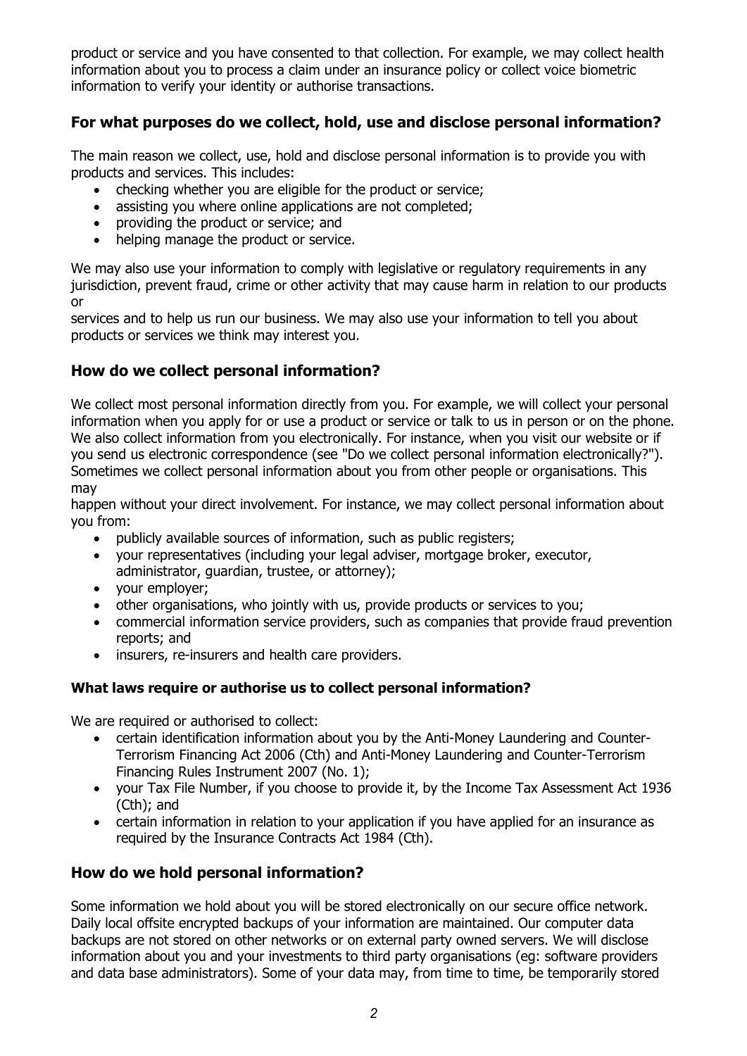product or service and you have consented to that collection. For example, we may collect health information about you to process a claim under an insurance policy or collect voice biometric information to verify your identity or authorise transactions.

## For what purposes do we collect, hold, use and disclose personal information?

The main reason we collect, use, hold and disclose personal information is to provide you with products and services. This includes:

- checking whether you are eligible for the product or service;
- assisting you where online applications are not completed;
- providing the product or service; and
- helping manage the product or service.

We may also use your information to comply with legislative or regulatory requirements in any jurisdiction, prevent fraud, crime or other activity that may cause harm in relation to our products or
services and to help us run our business. We may also use your information to tell you about products or services we think may interest you.

## How do we collect personal information?

We collect most personal information directly from you. For example, we will collect your personal information when you apply for or use a product or service or talk to us in person or on the phone. We also collect information from you electronically. For instance, when you visit our website or if you send us electronic correspondence (see "Do we collect personal information electronically?"). Sometimes we collect personal information about you from other people or organisations. This may
happen without your direct involvement. For instance, we may collect personal information about you from:

- publicly available sources of information, such as public registers;
- your representatives (including your legal adviser, mortgage broker, executor, administrator, guardian, trustee, or attorney);
- your employer;
- other organisations, who jointly with us, provide products or services to you;
- commercial information service providers, such as companies that provide fraud prevention reports; and
- insurers, re-insurers and health care providers.

### What laws require or authorise us to collect personal information?

We are required or authorised to collect:

- certain identification information about you by the Anti-Money Laundering and Counter-Terrorism Financing Act 2006 (Cth) and Anti-Money Laundering and Counter-Terrorism Financing Rules Instrument 2007 (No. 1);
- your Tax File Number, if you choose to provide it, by the Income Tax Assessment Act 1936 (Cth); and
- certain information in relation to your application if you have applied for an insurance as required by the Insurance Contracts Act 1984 (Cth).

## How do we hold personal information?

Some information we hold about you will be stored electronically on our secure office network. Daily local offsite encrypted backups of your information are maintained. Our computer data backups are not stored on other networks or on external party owned servers. We will disclose information about you and your investments to third party organisations (eg: software providers and data base administrators). Some of your data may, from time to time, be temporarily stored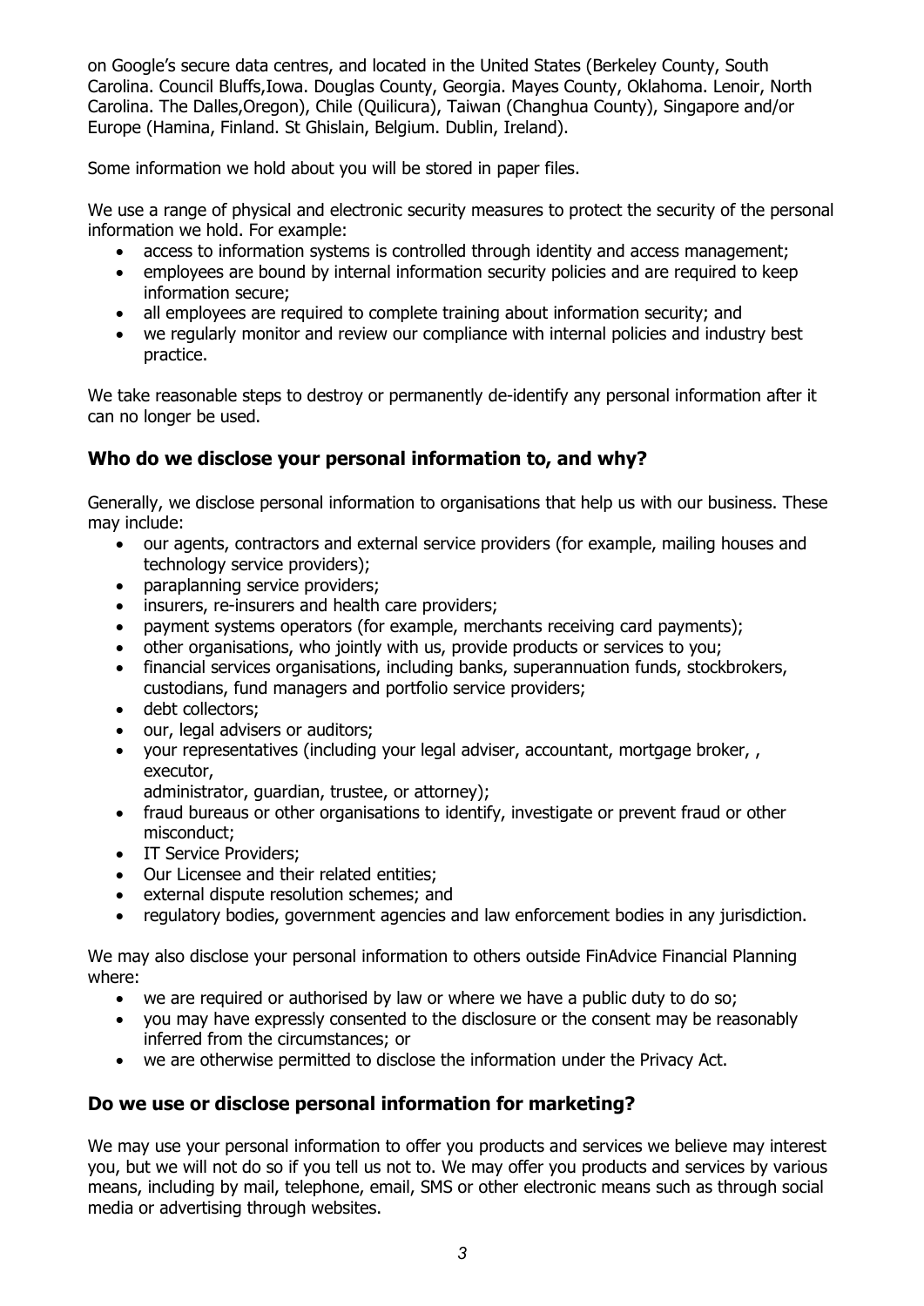on Google's secure data centres, and located in the United States (Berkeley County, South Carolina. Council Bluffs,Iowa. Douglas County, Georgia. Mayes County, Oklahoma. Lenoir, North Carolina. The Dalles,Oregon), Chile (Quilicura), Taiwan (Changhua County), Singapore and/or Europe (Hamina, Finland. St Ghislain, Belgium. Dublin, Ireland).

Some information we hold about you will be stored in paper files.

We use a range of physical and electronic security measures to protect the security of the personal information we hold. For example:

- access to information systems is controlled through identity and access management;
- employees are bound by internal information security policies and are required to keep information secure;
- all employees are required to complete training about information security; and
- we regularly monitor and review our compliance with internal policies and industry best practice.

We take reasonable steps to destroy or permanently de-identify any personal information after it can no longer be used.

## Who do we disclose your personal information to, and why?

Generally, we disclose personal information to organisations that help us with our business. These may include:

- our agents, contractors and external service providers (for example, mailing houses and technology service providers);
- paraplanning service providers;
- insurers, re-insurers and health care providers;
- payment systems operators (for example, merchants receiving card payments);
- other organisations, who jointly with us, provide products or services to you;
- financial services organisations, including banks, superannuation funds, stockbrokers, custodians, fund managers and portfolio service providers;
- debt collectors;
- our, legal advisers or auditors;
- your representatives (including your legal adviser, accountant, mortgage broker, , executor,
  administrator, guardian, trustee, or attorney);
- fraud bureaus or other organisations to identify, investigate or prevent fraud or other misconduct;
- IT Service Providers;
- Our Licensee and their related entities;
- external dispute resolution schemes; and
- regulatory bodies, government agencies and law enforcement bodies in any jurisdiction.

We may also disclose your personal information to others outside FinAdvice Financial Planning where:

- we are required or authorised by law or where we have a public duty to do so;
- you may have expressly consented to the disclosure or the consent may be reasonably inferred from the circumstances; or
- we are otherwise permitted to disclose the information under the Privacy Act.

## Do we use or disclose personal information for marketing?

We may use your personal information to offer you products and services we believe may interest you, but we will not do so if you tell us not to. We may offer you products and services by various means, including by mail, telephone, email, SMS or other electronic means such as through social media or advertising through websites.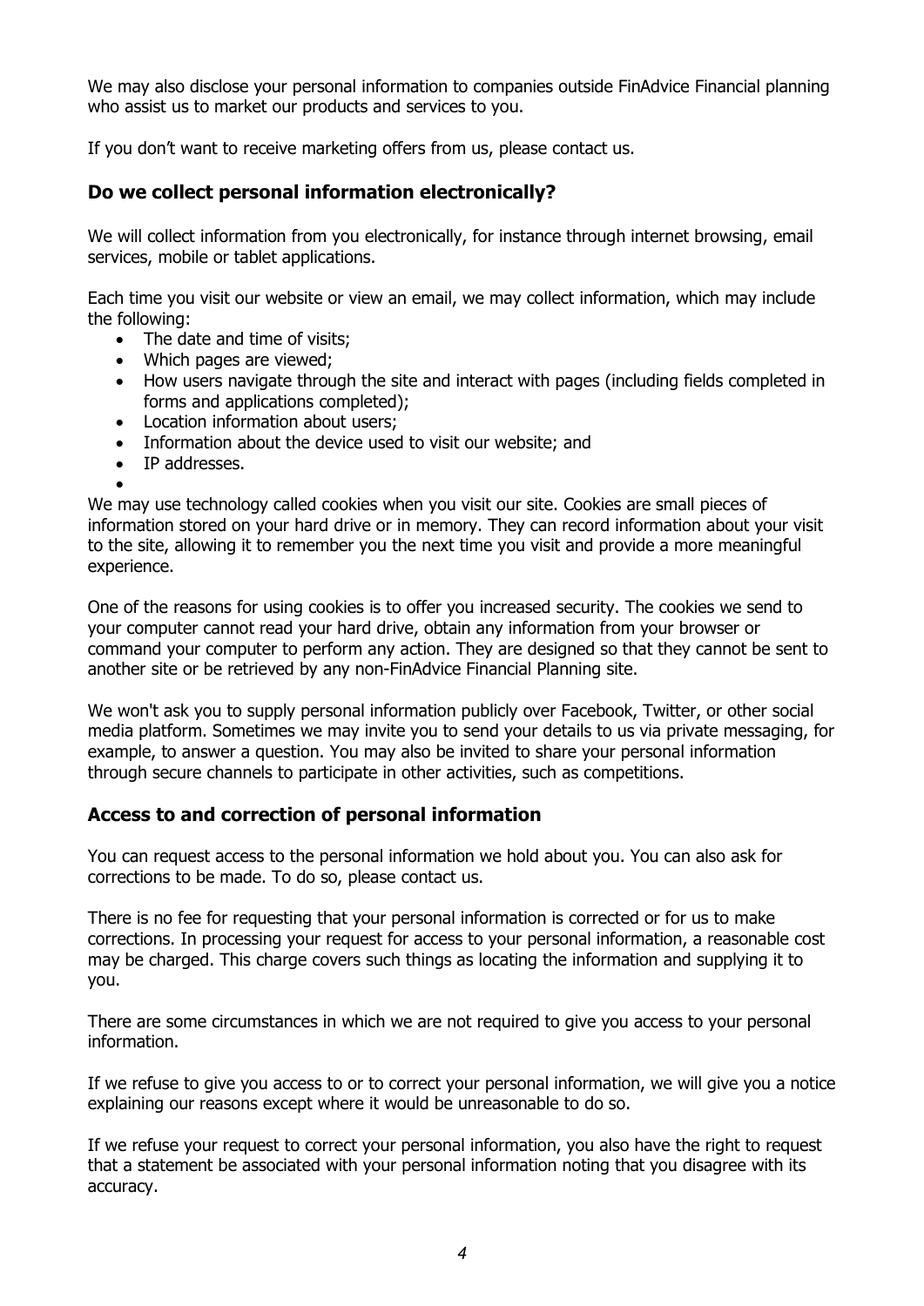We may also disclose your personal information to companies outside FinAdvice Financial planning who assist us to market our products and services to you.

If you don't want to receive marketing offers from us, please contact us.

## Do we collect personal information electronically?

We will collect information from you electronically, for instance through internet browsing, email services, mobile or tablet applications.

Each time you visit our website or view an email, we may collect information, which may include the following:

- The date and time of visits;
- Which pages are viewed;
- How users navigate through the site and interact with pages (including fields completed in forms and applications completed);
- Location information about users;
- Information about the device used to visit our website; and
- IP addresses.

We may use technology called cookies when you visit our site. Cookies are small pieces of information stored on your hard drive or in memory. They can record information about your visit to the site, allowing it to remember you the next time you visit and provide a more meaningful experience.

One of the reasons for using cookies is to offer you increased security. The cookies we send to your computer cannot read your hard drive, obtain any information from your browser or command your computer to perform any action. They are designed so that they cannot be sent to another site or be retrieved by any non-FinAdvice Financial Planning site.

We won't ask you to supply personal information publicly over Facebook, Twitter, or other social media platform. Sometimes we may invite you to send your details to us via private messaging, for example, to answer a question. You may also be invited to share your personal information through secure channels to participate in other activities, such as competitions.

## Access to and correction of personal information

You can request access to the personal information we hold about you. You can also ask for corrections to be made. To do so, please contact us.

There is no fee for requesting that your personal information is corrected or for us to make corrections. In processing your request for access to your personal information, a reasonable cost may be charged. This charge covers such things as locating the information and supplying it to you.

There are some circumstances in which we are not required to give you access to your personal information.

If we refuse to give you access to or to correct your personal information, we will give you a notice explaining our reasons except where it would be unreasonable to do so.

If we refuse your request to correct your personal information, you also have the right to request that a statement be associated with your personal information noting that you disagree with its accuracy.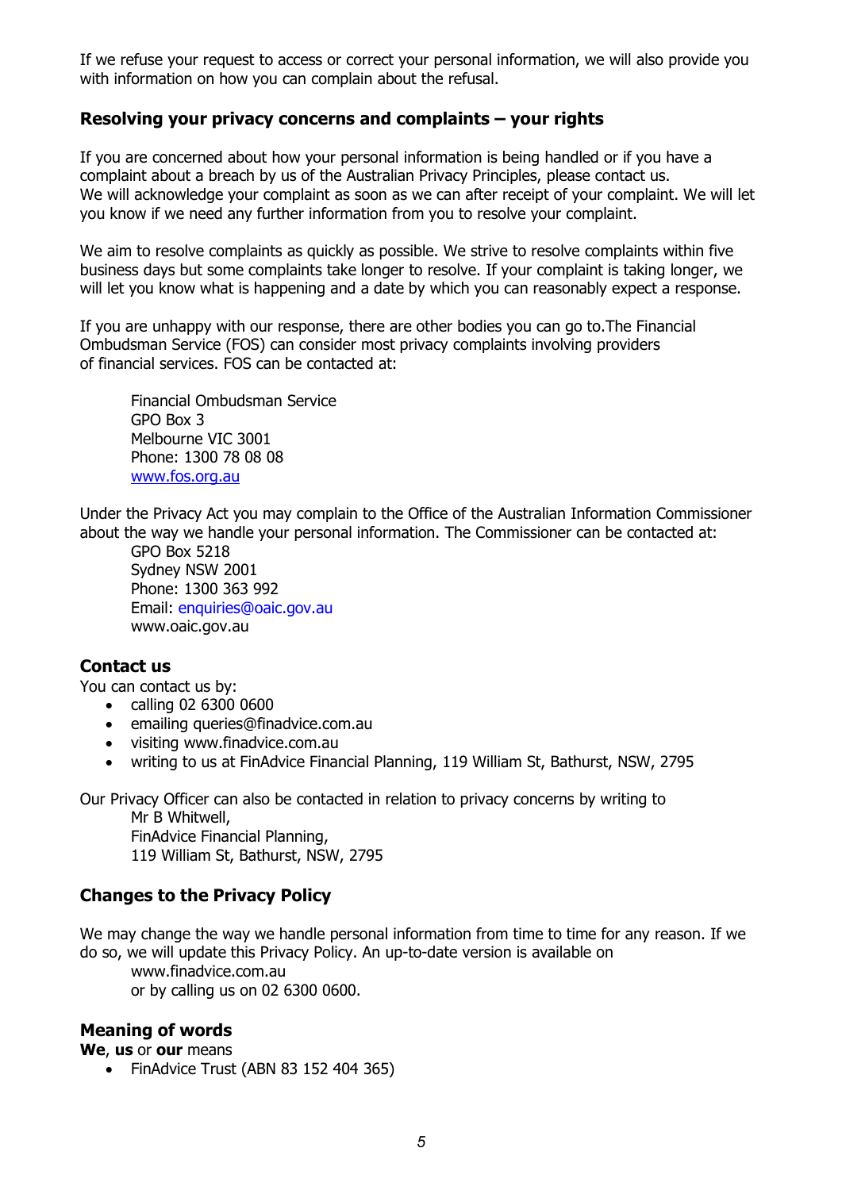If we refuse your request to access or correct your personal information, we will also provide you with information on how you can complain about the refusal.

## Resolving your privacy concerns and complaints – your rights

If you are concerned about how your personal information is being handled or if you have a complaint about a breach by us of the Australian Privacy Principles, please contact us.
We will acknowledge your complaint as soon as we can after receipt of your complaint. We will let you know if we need any further information from you to resolve your complaint.

We aim to resolve complaints as quickly as possible. We strive to resolve complaints within five business days but some complaints take longer to resolve. If your complaint is taking longer, we will let you know what is happening and a date by which you can reasonably expect a response.

If you are unhappy with our response, there are other bodies you can go to.The Financial Ombudsman Service (FOS) can consider most privacy complaints involving providers of financial services. FOS can be contacted at:

Financial Ombudsman Service
GPO Box 3
Melbourne VIC 3001
Phone: 1300 78 08 08
www.fos.org.au

Under the Privacy Act you may complain to the Office of the Australian Information Commissioner about the way we handle your personal information. The Commissioner can be contacted at:

GPO Box 5218
Sydney NSW 2001
Phone: 1300 363 992
Email: enquiries@oaic.gov.au
www.oaic.gov.au

## Contact us

You can contact us by:

- calling 02 6300 0600
- emailing queries@finadvice.com.au
- visiting www.finadvice.com.au
- writing to us at FinAdvice Financial Planning, 119 William St, Bathurst, NSW, 2795

Our Privacy Officer can also be contacted in relation to privacy concerns by writing to

Mr B Whitwell,
FinAdvice Financial Planning,
119 William St, Bathurst, NSW, 2795

## Changes to the Privacy Policy

We may change the way we handle personal information from time to time for any reason. If we do so, we will update this Privacy Policy. An up-to-date version is available on

www.finadvice.com.au
or by calling us on 02 6300 0600.

## Meaning of words

**We**, **us** or **our** means

- FinAdvice Trust (ABN 83 152 404 365)